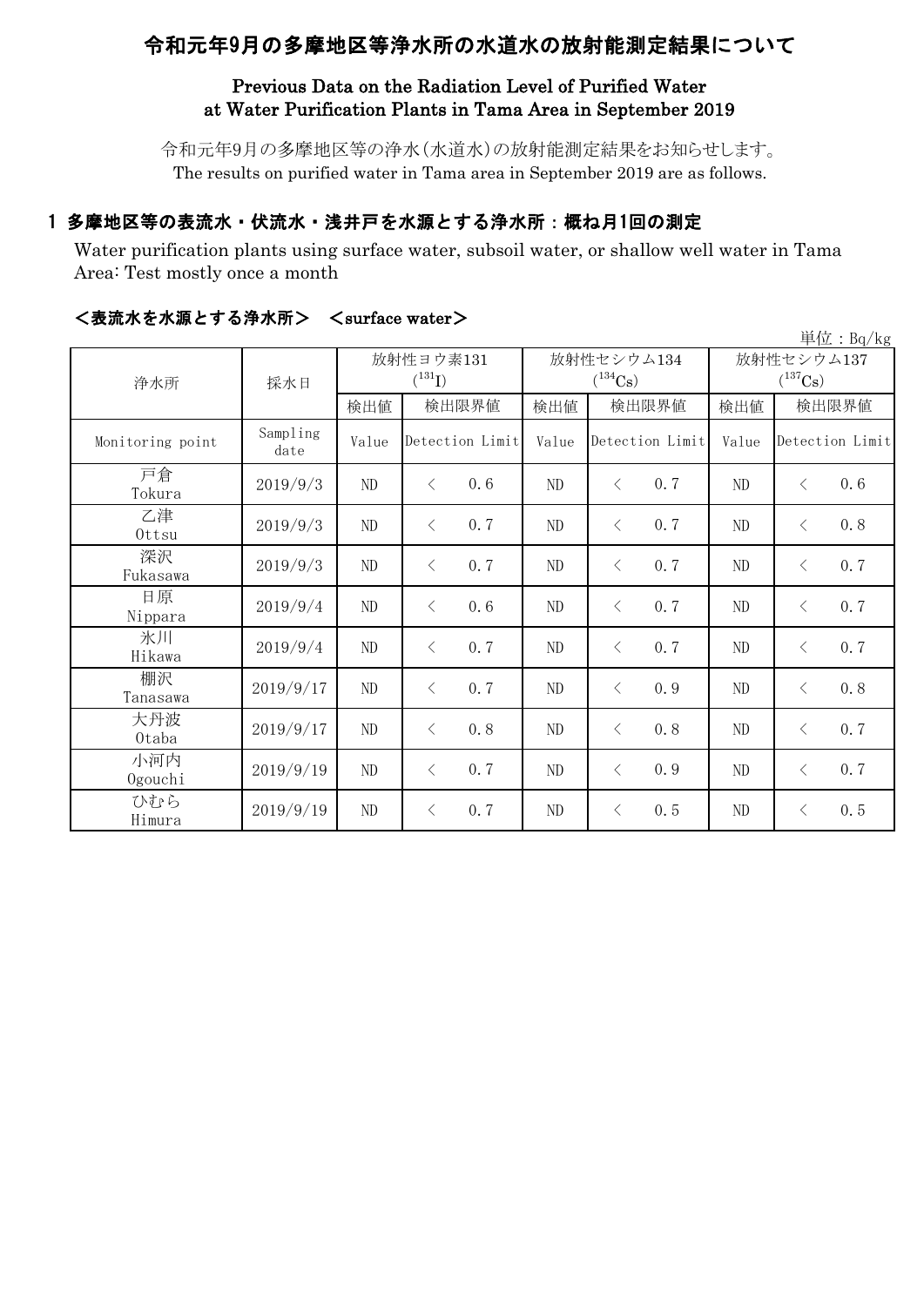# 令和元年9月の多摩地区等浄水所の水道水の放射能測定結果について

## Previous Data on the Radiation Level of Purified Water at Water Purification Plants in Tama Area in September 2019

令和元年9月の多摩地区等の浄水(水道水)の放射能測定結果をお知らせします。
The results on purified water in Tama area in September 2019 are as follows.

## 1 多摩地区等の表流水・伏流水・浅井戸を水源とする浄水所：概ね月1回の測定

Water purification plants using surface water, subsoil water, or shallow well water in Tama Area: Test mostly once a month

### ＜表流水を水源とする浄水所＞　＜surface water＞

単位：Bq/kg

| 浄水所 | 採水日 | 放射性ヨウ素131 ($^{131}I$) | | 放射性セシウム134 ($^{134}Cs$) | | 放射性セシウム137 ($^{137}Cs$) | |
|---|---|---|---|---|---|---|---|
| | | 検出値 | 検出限界値 | 検出値 | 検出限界値 | 検出値 | 検出限界値 |
| Monitoring point | Sampling date | Value | Detection Limit | Value | Detection Limit | Value | Detection Limit |
| 戸倉 Tokura | 2019/9/3 | ND | < 0.6 | ND | < 0.7 | ND | < 0.6 |
| 乙津 Ottsu | 2019/9/3 | ND | < 0.7 | ND | < 0.7 | ND | < 0.8 |
| 深沢 Fukasawa | 2019/9/3 | ND | < 0.7 | ND | < 0.7 | ND | < 0.7 |
| 日原 Nippara | 2019/9/4 | ND | < 0.6 | ND | < 0.7 | ND | < 0.7 |
| 氷川 Hikawa | 2019/9/4 | ND | < 0.7 | ND | < 0.7 | ND | < 0.7 |
| 棚沢 Tanasawa | 2019/9/17 | ND | < 0.7 | ND | < 0.9 | ND | < 0.8 |
| 大丹波 Otaba | 2019/9/17 | ND | < 0.8 | ND | < 0.8 | ND | < 0.7 |
| 小河内 Ogouchi | 2019/9/19 | ND | < 0.7 | ND | < 0.9 | ND | < 0.7 |
| ひむら Himura | 2019/9/19 | ND | < 0.7 | ND | < 0.5 | ND | < 0.5 |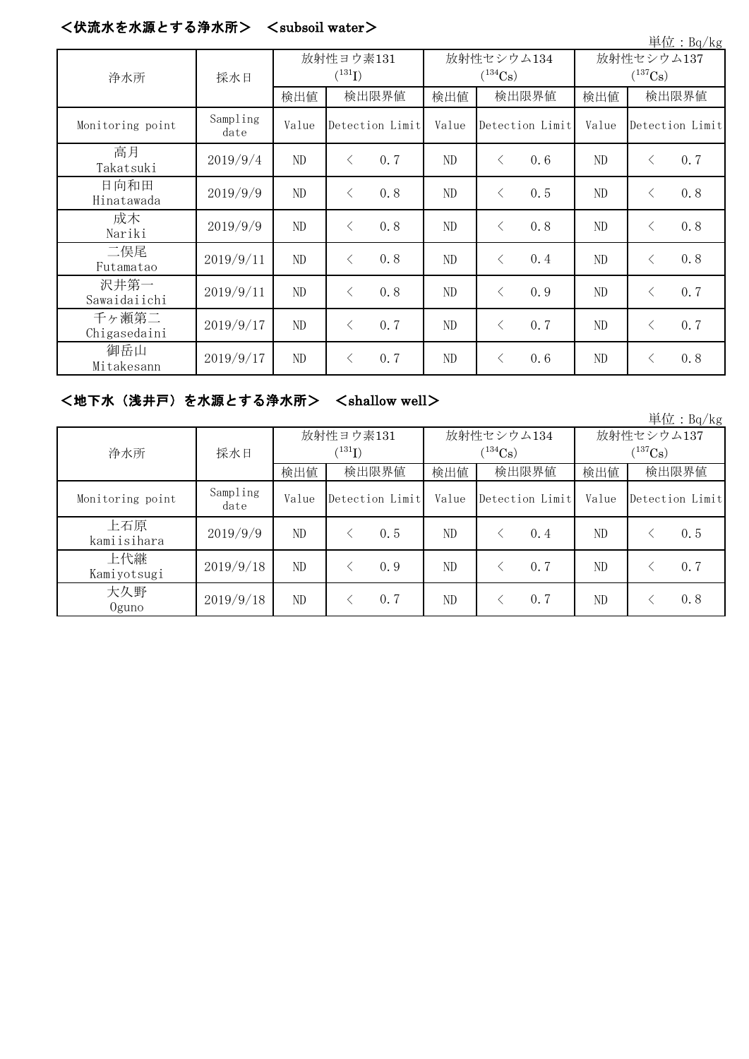## ＜伏流水を水源とする浄水所＞　＜subsoil water＞

単位：Bq/kg

| 浄水所 | 採水日 | 放射性ヨウ素131 ($^{131}$I) | | 放射性セシウム134 ($^{134}$Cs) | | 放射性セシウム137 ($^{137}$Cs) | |
|---|---|---|---|---|---|---|---|
| | | 検出値 | 検出限界値 | 検出値 | 検出限界値 | 検出値 | 検出限界値 |
| Monitoring point | Sampling date | Value | Detection Limit | Value | Detection Limit | Value | Detection Limit |
| 高月 Takatsuki | 2019/9/4 | ND | ＜　0.7 | ND | ＜　0.6 | ND | ＜　0.7 |
| 日向和田 Hinatawada | 2019/9/9 | ND | ＜　0.8 | ND | ＜　0.5 | ND | ＜　0.8 |
| 成木 Nariki | 2019/9/9 | ND | ＜　0.8 | ND | ＜　0.8 | ND | ＜　0.8 |
| 二俣尾 Futamatao | 2019/9/11 | ND | ＜　0.8 | ND | ＜　0.4 | ND | ＜　0.8 |
| 沢井第一 Sawaidaiichi | 2019/9/11 | ND | ＜　0.8 | ND | ＜　0.9 | ND | ＜　0.7 |
| 千ヶ瀬第二 Chigasedaini | 2019/9/17 | ND | ＜　0.7 | ND | ＜　0.7 | ND | ＜　0.7 |
| 御岳山 Mitakesann | 2019/9/17 | ND | ＜　0.7 | ND | ＜　0.6 | ND | ＜　0.8 |

## ＜地下水（浅井戸）を水源とする浄水所＞　＜shallow well＞

単位：Bq/kg

| 浄水所 | 採水日 | 放射性ヨウ素131 ($^{131}$I) | | 放射性セシウム134 ($^{134}$Cs) | | 放射性セシウム137 ($^{137}$Cs) | |
|---|---|---|---|---|---|---|---|
| | | 検出値 | 検出限界値 | 検出値 | 検出限界値 | 検出値 | 検出限界値 |
| Monitoring point | Sampling date | Value | Detection Limit | Value | Detection Limit | Value | Detection Limit |
| 上石原 kamiisihara | 2019/9/9 | ND | ＜　0.5 | ND | ＜　0.4 | ND | ＜　0.5 |
| 上代継 Kamiyotsugi | 2019/9/18 | ND | ＜　0.9 | ND | ＜　0.7 | ND | ＜　0.7 |
| 大久野 Oguno | 2019/9/18 | ND | ＜　0.7 | ND | ＜　0.7 | ND | ＜　0.8 |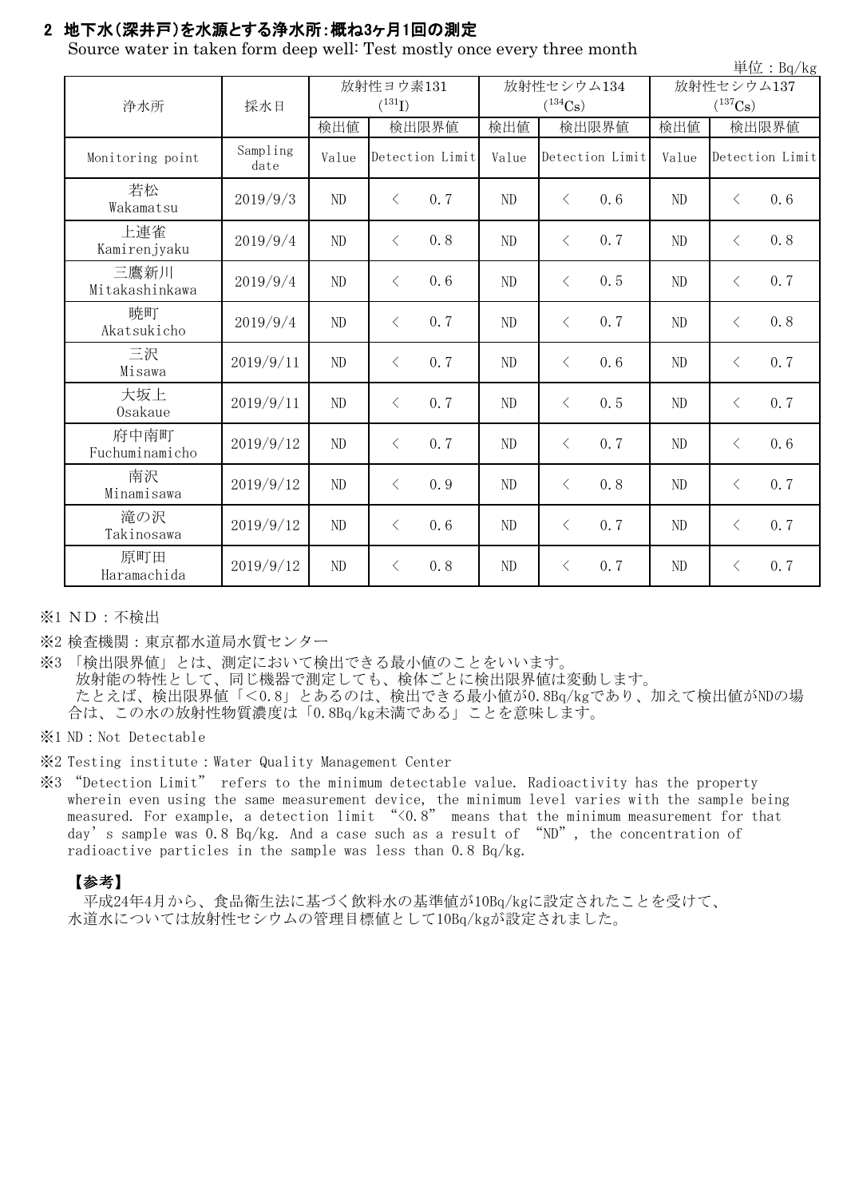## 2 地下水(深井戸)を水源とする浄水所:概ね3ヶ月1回の測定

Source water in taken form deep well: Test mostly once every three month

単位：Bq/kg

| 浄水所 | 採水日 | 放射性ヨウ素131 ($^{131}I$) | | 放射性セシウム134 ($^{134}Cs$) | | 放射性セシウム137 ($^{137}Cs$) | |
|---|---|---|---|---|---|---|---|
| | | 検出値 | 検出限界値 | 検出値 | 検出限界値 | 検出値 | 検出限界値 |
| Monitoring point | Sampling date | Value | Detection Limit | Value | Detection Limit | Value | Detection Limit |
| 若松 Wakamatsu | 2019/9/3 | ND | < 0.7 | ND | < 0.6 | ND | < 0.6 |
| 上連雀 Kamirenjyaku | 2019/9/4 | ND | < 0.8 | ND | < 0.7 | ND | < 0.8 |
| 三鷹新川 Mitakashinkawa | 2019/9/4 | ND | < 0.6 | ND | < 0.5 | ND | < 0.7 |
| 暁町 Akatsukicho | 2019/9/4 | ND | < 0.7 | ND | < 0.7 | ND | < 0.8 |
| 三沢 Misawa | 2019/9/11 | ND | < 0.7 | ND | < 0.6 | ND | < 0.7 |
| 大坂上 Osakaue | 2019/9/11 | ND | < 0.7 | ND | < 0.5 | ND | < 0.7 |
| 府中南町 Fuchuminamicho | 2019/9/12 | ND | < 0.7 | ND | < 0.7 | ND | < 0.6 |
| 南沢 Minamisawa | 2019/9/12 | ND | < 0.9 | ND | < 0.8 | ND | < 0.7 |
| 滝の沢 Takinosawa | 2019/9/12 | ND | < 0.6 | ND | < 0.7 | ND | < 0.7 |
| 原町田 Haramachida | 2019/9/12 | ND | < 0.8 | ND | < 0.7 | ND | < 0.7 |

※1 ND：不検出

※2 検査機関：東京都水道局水質センター

※3 「検出限界値」とは、測定において検出できる最小値のことをいいます。
放射能の特性として、同じ機器で測定しても、検体ごとに検出限界値は変動します。
たとえば、検出限界値「<0.8」とあるのは、検出できる最小値が0.8Bq/kgであり、加えて検出値がNDの場合は、この水の放射性物質濃度は「0.8Bq/kg未満である」ことを意味します。

※1 ND：Not Detectable

※2 Testing institute：Water Quality Management Center

※3 "Detection Limit" refers to the minimum detectable value. Radioactivity has the property wherein even using the same measurement device, the minimum level varies with the sample being measured. For example, a detection limit "<0.8" means that the minimum measurement for that day's sample was 0.8 Bq/kg. And a case such as a result of "ND", the concentration of radioactive particles in the sample was less than 0.8 Bq/kg.

**【参考】**

平成24年4月から、食品衛生法に基づく飲料水の基準値が10Bq/kgに設定されたことを受けて、水道水については放射性セシウムの管理目標値として10Bq/kgが設定されました。